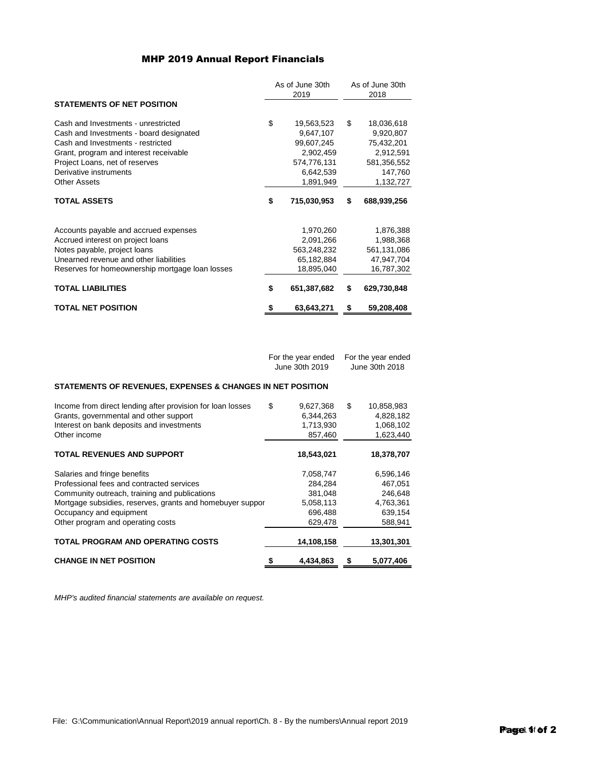# MHP 2019 Annual Report Financials

| | As of June 30th 2019 | As of June 30th 2018 |
|---|---|---|
| **STATEMENTS OF NET POSITION** | | |
| Cash and Investments - unrestricted | $ 19,563,523 | $ 18,036,618 |
| Cash and Investments - board designated | 9,647,107 | 9,920,807 |
| Cash and Investments - restricted | 99,607,245 | 75,432,201 |
| Grant, program and interest receivable | 2,902,459 | 2,912,591 |
| Project Loans, net of reserves | 574,776,131 | 581,356,552 |
| Derivative instruments | 6,642,539 | 147,760 |
| Other Assets | 1,891,949 | 1,132,727 |
| **TOTAL ASSETS** | **$ 715,030,953** | **$ 688,939,256** |
| Accounts payable and accrued expenses | 1,970,260 | 1,876,388 |
| Accrued interest on project loans | 2,091,266 | 1,988,368 |
| Notes payable, project loans | 563,248,232 | 561,131,086 |
| Unearned revenue and other liabilities | 65,182,884 | 47,947,704 |
| Reserves for homeownership mortgage loan losses | 18,895,040 | 16,787,302 |
| **TOTAL LIABILITIES** | **$ 651,387,682** | **$ 629,730,848** |
| **TOTAL NET POSITION** | **$ 63,643,271** | **$ 59,208,408** |

| | For the year ended June 30th 2019 | For the year ended June 30th 2018 |
|---|---|---|
| **STATEMENTS OF REVENUES, EXPENSES & CHANGES IN NET POSITION** | | |
| Income from direct lending after provision for loan losses | $ 9,627,368 | $ 10,858,983 |
| Grants, governmental and other support | 6,344,263 | 4,828,182 |
| Interest on bank deposits and investments | 1,713,930 | 1,068,102 |
| Other income | 857,460 | 1,623,440 |
| **TOTAL REVENUES AND SUPPORT** | **18,543,021** | **18,378,707** |
| Salaries and fringe benefits | 7,058,747 | 6,596,146 |
| Professional fees and contracted services | 284,284 | 467,051 |
| Community outreach, training and publications | 381,048 | 246,648 |
| Mortgage subsidies, reserves, grants and homebuyer suppor | 5,058,113 | 4,763,361 |
| Occupancy and equipment | 696,488 | 639,154 |
| Other program and operating costs | 629,478 | 588,941 |
| **TOTAL PROGRAM AND OPERATING COSTS** | **14,108,158** | **13,301,301** |
| **CHANGE IN NET POSITION** | **$ 4,434,863** | **$ 5,077,406** |

*MHP's audited financial statements are available on request.*

File: G:\Communication\Annual Report\2019 annual report\Ch. 8 - By the numbers\Annual report 2019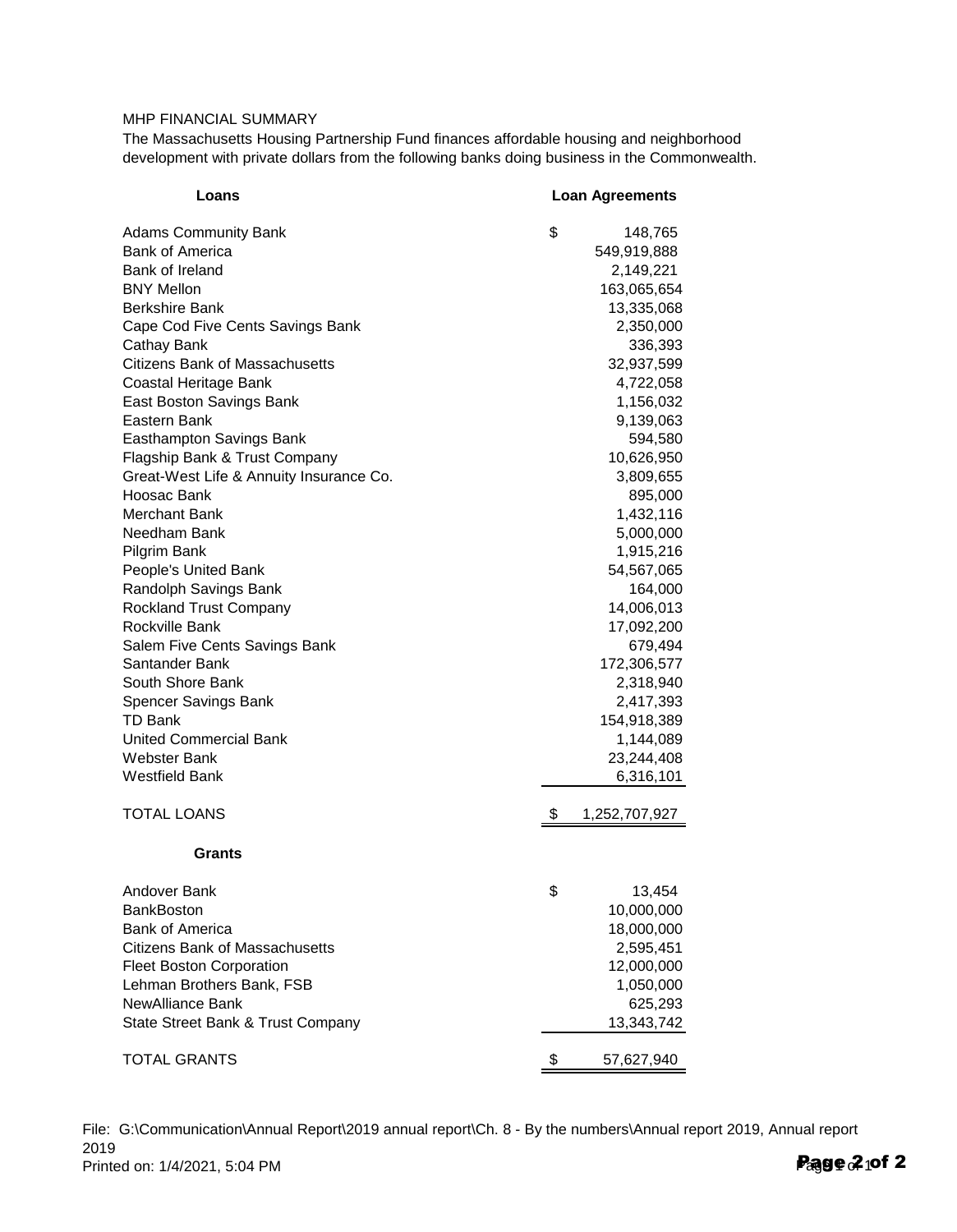MHP FINANCIAL SUMMARY

The Massachusetts Housing Partnership Fund finances affordable housing and neighborhood development with private dollars from the following banks doing business in the Commonwealth.

| Loans | Loan Agreements |
|---|---|
| Adams Community Bank | $ 148,765 |
| Bank of America | 549,919,888 |
| Bank of Ireland | 2,149,221 |
| BNY Mellon | 163,065,654 |
| Berkshire Bank | 13,335,068 |
| Cape Cod Five Cents Savings Bank | 2,350,000 |
| Cathay Bank | 336,393 |
| Citizens Bank of Massachusetts | 32,937,599 |
| Coastal Heritage Bank | 4,722,058 |
| East Boston Savings Bank | 1,156,032 |
| Eastern Bank | 9,139,063 |
| Easthampton Savings Bank | 594,580 |
| Flagship Bank & Trust Company | 10,626,950 |
| Great-West Life & Annuity Insurance Co. | 3,809,655 |
| Hoosac Bank | 895,000 |
| Merchant Bank | 1,432,116 |
| Needham Bank | 5,000,000 |
| Pilgrim Bank | 1,915,216 |
| People's United Bank | 54,567,065 |
| Randolph Savings Bank | 164,000 |
| Rockland Trust Company | 14,006,013 |
| Rockville Bank | 17,092,200 |
| Salem Five Cents Savings Bank | 679,494 |
| Santander Bank | 172,306,577 |
| South Shore Bank | 2,318,940 |
| Spencer Savings Bank | 2,417,393 |
| TD Bank | 154,918,389 |
| United Commercial Bank | 1,144,089 |
| Webster Bank | 23,244,408 |
| Westfield Bank | 6,316,101 |
| TOTAL LOANS | $ 1,252,707,927 |

| Grants | |
|---|---|
| Andover Bank | $ 13,454 |
| BankBoston | 10,000,000 |
| Bank of America | 18,000,000 |
| Citizens Bank of Massachusetts | 2,595,451 |
| Fleet Boston Corporation | 12,000,000 |
| Lehman Brothers Bank, FSB | 1,050,000 |
| NewAlliance Bank | 625,293 |
| State Street Bank & Trust Company | 13,343,742 |
| TOTAL GRANTS | $ 57,627,940 |

File: G:\Communication\Annual Report\2019 annual report\Ch. 8 - By the numbers\Annual report 2019, Annual report 2019

Printed on: 1/4/2021, 5:04 PM